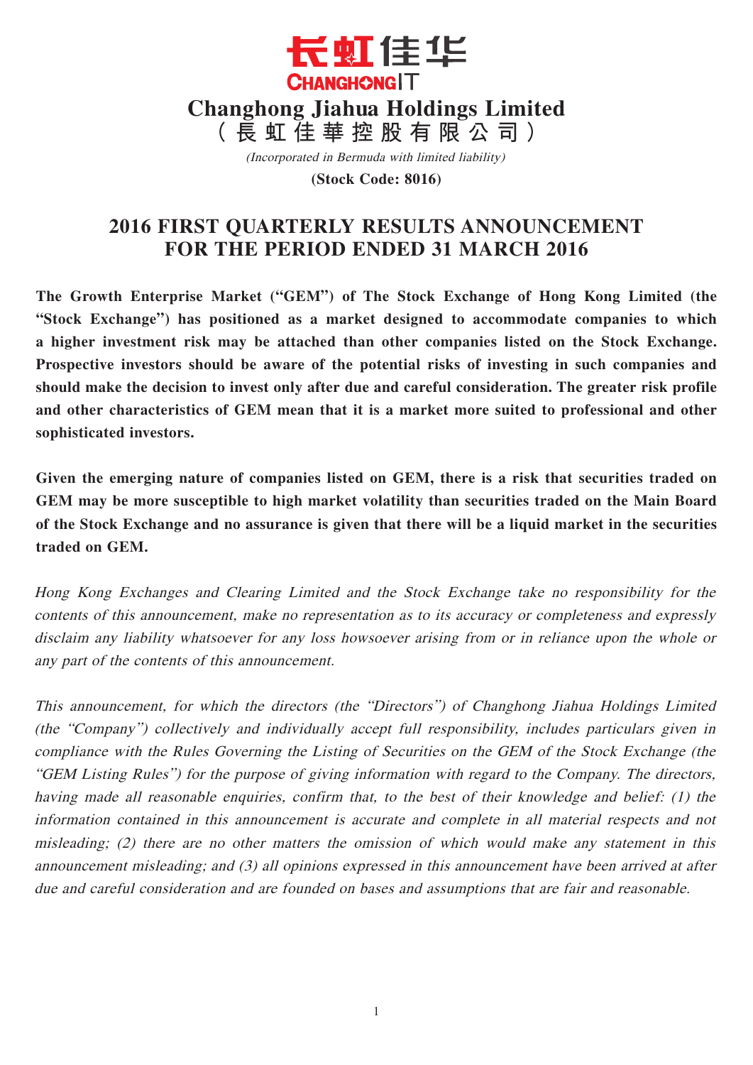长虹佳华

CHANGHONGIT

# Changhong Jiahua Holdings Limited
# （長虹佳華控股有限公司）

*(Incorporated in Bermuda with limited liability)*

**(Stock Code: 8016)**

## 2016 FIRST QUARTERLY RESULTS ANNOUNCEMENT FOR THE PERIOD ENDED 31 MARCH 2016

**The Growth Enterprise Market ("GEM") of The Stock Exchange of Hong Kong Limited (the "Stock Exchange") has positioned as a market designed to accommodate companies to which a higher investment risk may be attached than other companies listed on the Stock Exchange. Prospective investors should be aware of the potential risks of investing in such companies and should make the decision to invest only after due and careful consideration. The greater risk profile and other characteristics of GEM mean that it is a market more suited to professional and other sophisticated investors.**

**Given the emerging nature of companies listed on GEM, there is a risk that securities traded on GEM may be more susceptible to high market volatility than securities traded on the Main Board of the Stock Exchange and no assurance is given that there will be a liquid market in the securities traded on GEM.**

*Hong Kong Exchanges and Clearing Limited and the Stock Exchange take no responsibility for the contents of this announcement, make no representation as to its accuracy or completeness and expressly disclaim any liability whatsoever for any loss howsoever arising from or in reliance upon the whole or any part of the contents of this announcement.*

*This announcement, for which the directors (the "Directors") of Changhong Jiahua Holdings Limited (the "Company") collectively and individually accept full responsibility, includes particulars given in compliance with the Rules Governing the Listing of Securities on the GEM of the Stock Exchange (the "GEM Listing Rules") for the purpose of giving information with regard to the Company. The directors, having made all reasonable enquiries, confirm that, to the best of their knowledge and belief: (1) the information contained in this announcement is accurate and complete in all material respects and not misleading; (2) there are no other matters the omission of which would make any statement in this announcement misleading; and (3) all opinions expressed in this announcement have been arrived at after due and careful consideration and are founded on bases and assumptions that are fair and reasonable.*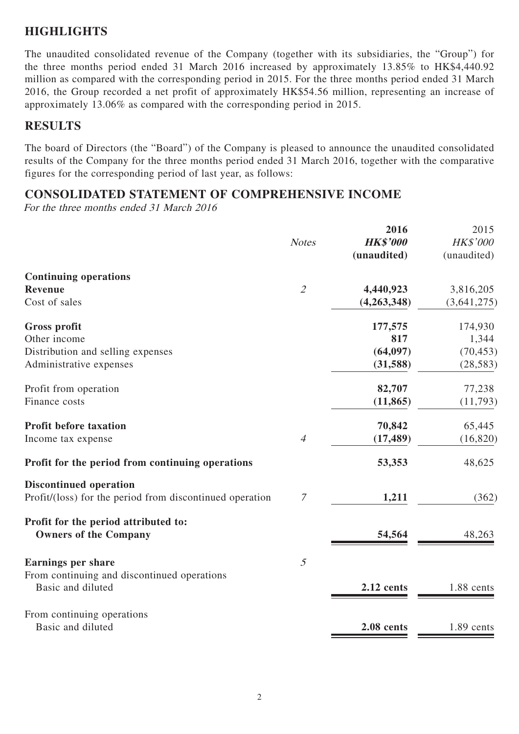## HIGHLIGHTS

The unaudited consolidated revenue of the Company (together with its subsidiaries, the "Group") for the three months period ended 31 March 2016 increased by approximately 13.85% to HK$4,440.92 million as compared with the corresponding period in 2015. For the three months period ended 31 March 2016, the Group recorded a net profit of approximately HK$54.56 million, representing an increase of approximately 13.06% as compared with the corresponding period in 2015.

## RESULTS

The board of Directors (the "Board") of the Company is pleased to announce the unaudited consolidated results of the Company for the three months period ended 31 March 2016, together with the comparative figures for the corresponding period of last year, as follows:

## CONSOLIDATED STATEMENT OF COMPREHENSIVE INCOME

*For the three months ended 31 March 2016*

| | *Notes* | **2016** | 2015 |
|---|---|---|---|
| | | ***HK$'000*** | *HK$'000* |
| | | **(unaudited)** | (unaudited) |
| **Continuing operations** | | | |
| **Revenue** | *2* | **4,440,923** | 3,816,205 |
| Cost of sales | | **(4,263,348)** | (3,641,275) |
| **Gross profit** | | **177,575** | 174,930 |
| Other income | | **817** | 1,344 |
| Distribution and selling expenses | | **(64,097)** | (70,453) |
| Administrative expenses | | **(31,588)** | (28,583) |
| Profit from operation | | **82,707** | 77,238 |
| Finance costs | | **(11,865)** | (11,793) |
| **Profit before taxation** | | **70,842** | 65,445 |
| Income tax expense | *4* | **(17,489)** | (16,820) |
| **Profit for the period from continuing operations** | | **53,353** | 48,625 |
| **Discontinued operation** | | | |
| Profit/(loss) for the period from discontinued operation | *7* | **1,211** | (362) |
| **Profit for the period attributed to:** | | | |
| **Owners of the Company** | | **54,564** | 48,263 |
| **Earnings per share** | *5* | | |
| From continuing and discontinued operations | | | |
| Basic and diluted | | **2.12 cents** | 1.88 cents |
| From continuing operations | | | |
| Basic and diluted | | **2.08 cents** | 1.89 cents |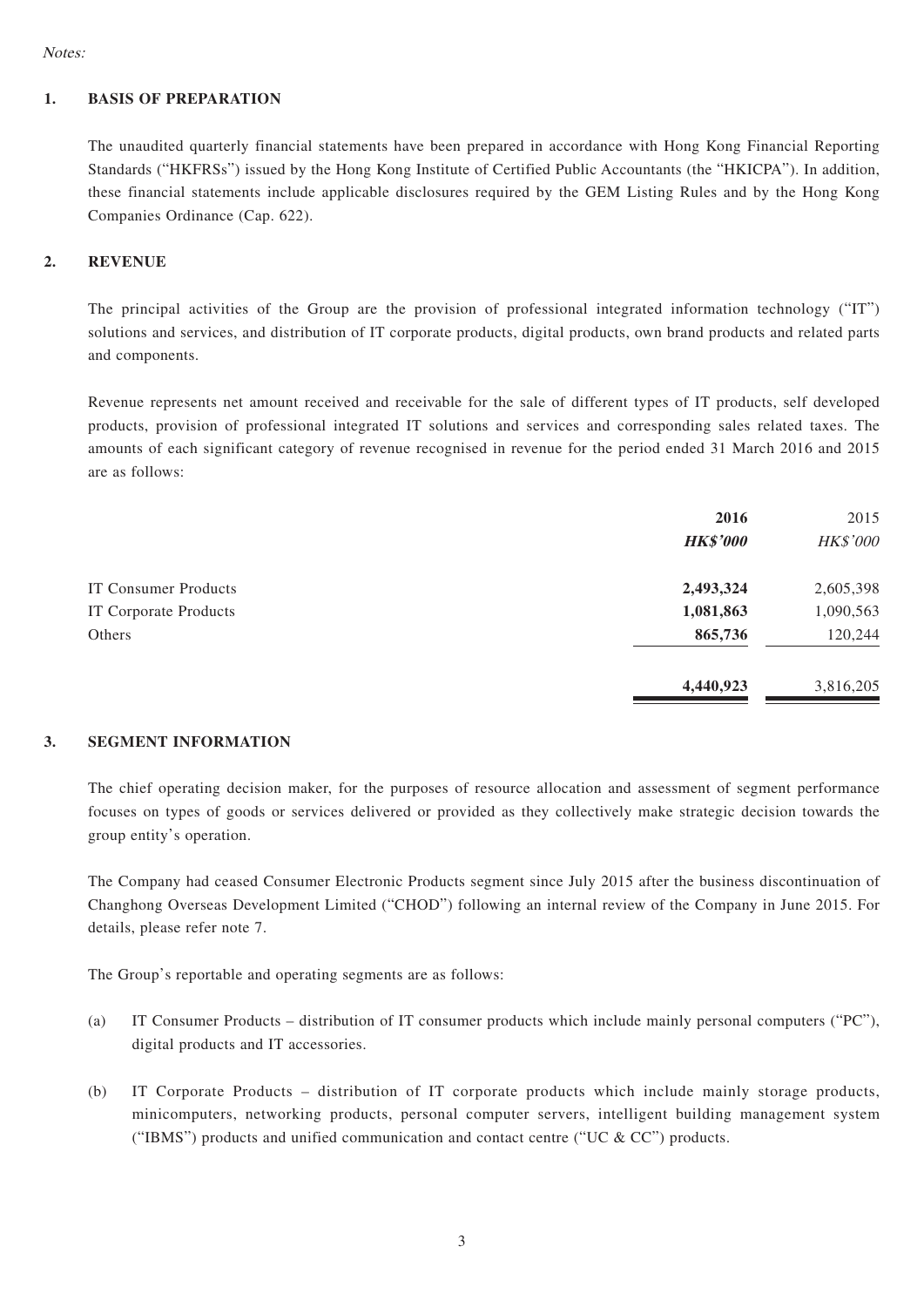*Notes:*

## 1. BASIS OF PREPARATION

The unaudited quarterly financial statements have been prepared in accordance with Hong Kong Financial Reporting Standards ("HKFRSs") issued by the Hong Kong Institute of Certified Public Accountants (the "HKICPA"). In addition, these financial statements include applicable disclosures required by the GEM Listing Rules and by the Hong Kong Companies Ordinance (Cap. 622).

## 2. REVENUE

The principal activities of the Group are the provision of professional integrated information technology ("IT") solutions and services, and distribution of IT corporate products, digital products, own brand products and related parts and components.

Revenue represents net amount received and receivable for the sale of different types of IT products, self developed products, provision of professional integrated IT solutions and services and corresponding sales related taxes. The amounts of each significant category of revenue recognised in revenue for the period ended 31 March 2016 and 2015 are as follows:

| | **2016** | 2015 |
|---|---|---|
| | ***HK$'000*** | *HK$'000* |
| IT Consumer Products | **2,493,324** | 2,605,398 |
| IT Corporate Products | **1,081,863** | 1,090,563 |
| Others | **865,736** | 120,244 |
| | **4,440,923** | 3,816,205 |

## 3. SEGMENT INFORMATION

The chief operating decision maker, for the purposes of resource allocation and assessment of segment performance focuses on types of goods or services delivered or provided as they collectively make strategic decision towards the group entity's operation.

The Company had ceased Consumer Electronic Products segment since July 2015 after the business discontinuation of Changhong Overseas Development Limited ("CHOD") following an internal review of the Company in June 2015. For details, please refer note 7.

The Group's reportable and operating segments are as follows:

(a) IT Consumer Products – distribution of IT consumer products which include mainly personal computers ("PC"), digital products and IT accessories.

(b) IT Corporate Products – distribution of IT corporate products which include mainly storage products, minicomputers, networking products, personal computer servers, intelligent building management system ("IBMS") products and unified communication and contact centre ("UC & CC") products.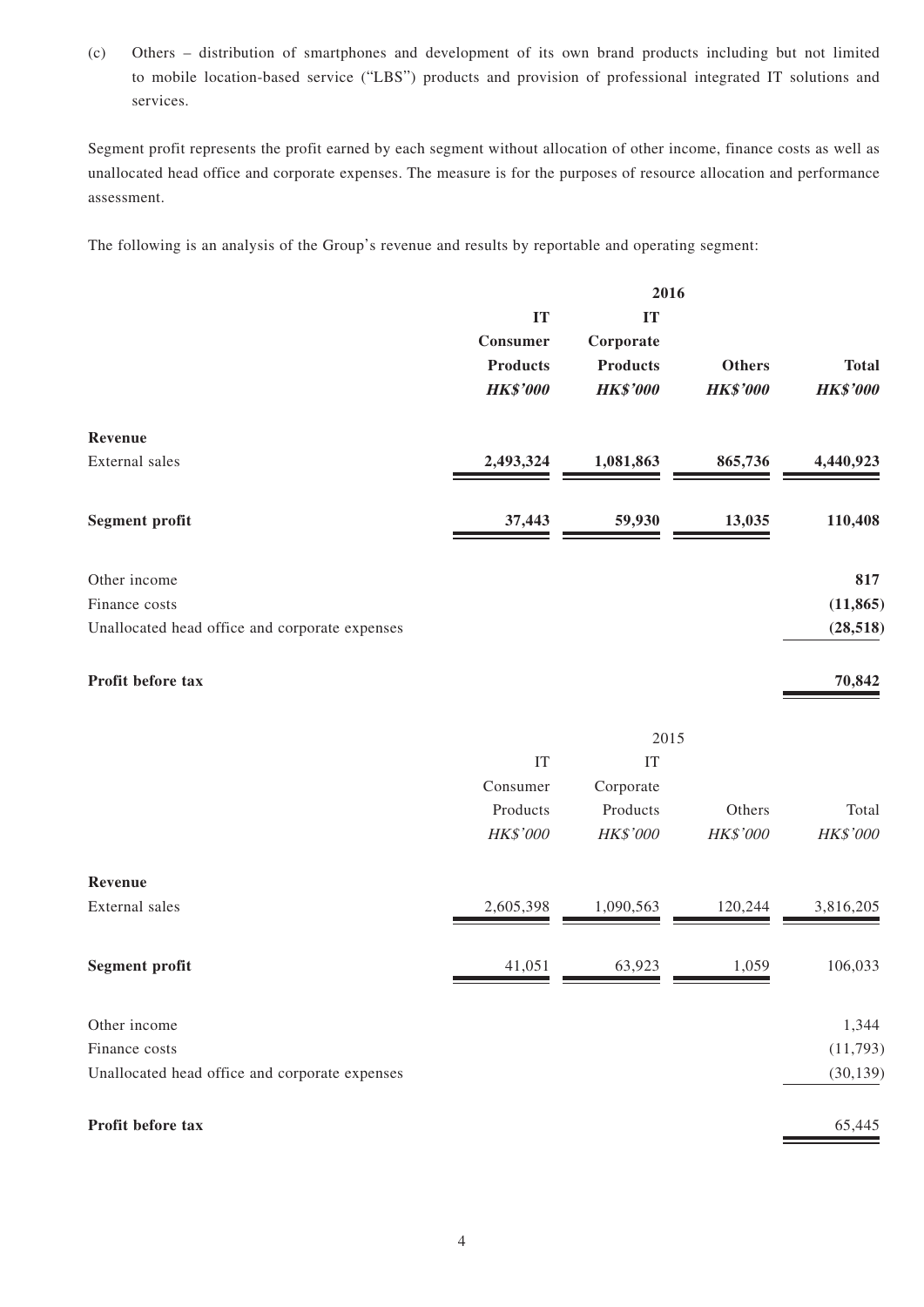(c) Others – distribution of smartphones and development of its own brand products including but not limited to mobile location-based service ("LBS") products and provision of professional integrated IT solutions and services.

Segment profit represents the profit earned by each segment without allocation of other income, finance costs as well as unallocated head office and corporate expenses. The measure is for the purposes of resource allocation and performance assessment.

The following is an analysis of the Group's revenue and results by reportable and operating segment:

| | **2016** | | | |
|---|---|---|---|---|
| | **IT Consumer Products** | **IT Corporate Products** | **Others** | **Total** |
| | ***HK$'000*** | ***HK$'000*** | ***HK$'000*** | ***HK$'000*** |
| **Revenue** | | | | |
| External sales | **2,493,324** | **1,081,863** | **865,736** | **4,440,923** |
| **Segment profit** | **37,443** | **59,930** | **13,035** | **110,408** |
| Other income | | | | **817** |
| Finance costs | | | | **(11,865)** |
| Unallocated head office and corporate expenses | | | | **(28,518)** |
| **Profit before tax** | | | | **70,842** |

| | 2015 | | | |
|---|---|---|---|---|
| | IT Consumer Products | IT Corporate Products | Others | Total |
| | *HK$'000* | *HK$'000* | *HK$'000* | *HK$'000* |
| **Revenue** | | | | |
| External sales | 2,605,398 | 1,090,563 | 120,244 | 3,816,205 |
| **Segment profit** | 41,051 | 63,923 | 1,059 | 106,033 |
| Other income | | | | 1,344 |
| Finance costs | | | | (11,793) |
| Unallocated head office and corporate expenses | | | | (30,139) |
| **Profit before tax** | | | | 65,445 |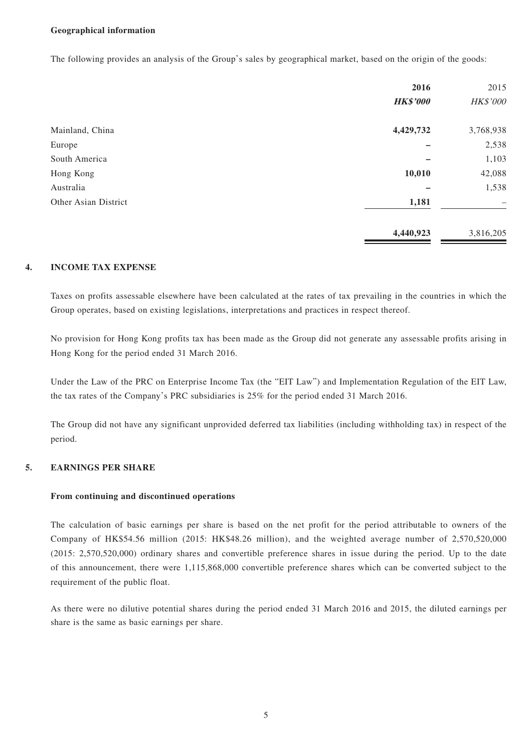**Geographical information**

The following provides an analysis of the Group's sales by geographical market, based on the origin of the goods:

| | **2016** | 2015 |
|---|---|---|
| | ***HK$'000*** | *HK$'000* |
| Mainland, China | **4,429,732** | 3,768,938 |
| Europe | **–** | 2,538 |
| South America | **–** | 1,103 |
| Hong Kong | **10,010** | 42,088 |
| Australia | **–** | 1,538 |
| Other Asian District | **1,181** | – |
| | **4,440,923** | 3,816,205 |

## 4. INCOME TAX EXPENSE

Taxes on profits assessable elsewhere have been calculated at the rates of tax prevailing in the countries in which the Group operates, based on existing legislations, interpretations and practices in respect thereof.

No provision for Hong Kong profits tax has been made as the Group did not generate any assessable profits arising in Hong Kong for the period ended 31 March 2016.

Under the Law of the PRC on Enterprise Income Tax (the "EIT Law") and Implementation Regulation of the EIT Law, the tax rates of the Company's PRC subsidiaries is 25% for the period ended 31 March 2016.

The Group did not have any significant unprovided deferred tax liabilities (including withholding tax) in respect of the period.

## 5. EARNINGS PER SHARE

**From continuing and discontinued operations**

The calculation of basic earnings per share is based on the net profit for the period attributable to owners of the Company of HK$54.56 million (2015: HK$48.26 million), and the weighted average number of 2,570,520,000 (2015: 2,570,520,000) ordinary shares and convertible preference shares in issue during the period. Up to the date of this announcement, there were 1,115,868,000 convertible preference shares which can be converted subject to the requirement of the public float.

As there were no dilutive potential shares during the period ended 31 March 2016 and 2015, the diluted earnings per share is the same as basic earnings per share.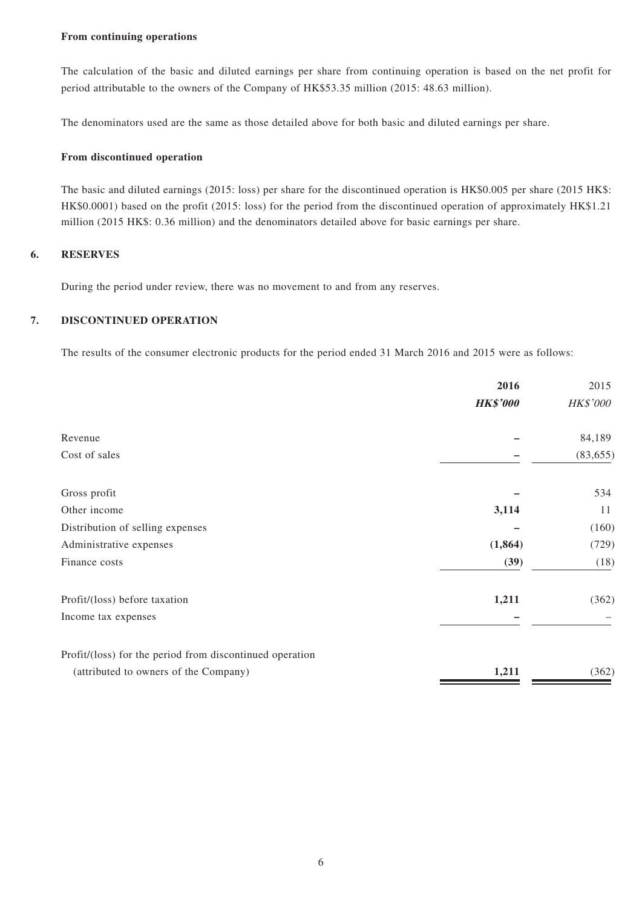**From continuing operations**

The calculation of the basic and diluted earnings per share from continuing operation is based on the net profit for period attributable to the owners of the Company of HK$53.35 million (2015: 48.63 million).

The denominators used are the same as those detailed above for both basic and diluted earnings per share.

**From discontinued operation**

The basic and diluted earnings (2015: loss) per share for the discontinued operation is HK$0.005 per share (2015 HK$: HK$0.0001) based on the profit (2015: loss) for the period from the discontinued operation of approximately HK$1.21 million (2015 HK$: 0.36 million) and the denominators detailed above for basic earnings per share.

## 6. RESERVES

During the period under review, there was no movement to and from any reserves.

## 7. DISCONTINUED OPERATION

The results of the consumer electronic products for the period ended 31 March 2016 and 2015 were as follows:

| | **2016** | 2015 |
|---|---|---|
| | ***HK$'000*** | *HK$'000* |
| Revenue | **–** | 84,189 |
| Cost of sales | **–** | (83,655) |
| Gross profit | **–** | 534 |
| Other income | **3,114** | 11 |
| Distribution of selling expenses | **–** | (160) |
| Administrative expenses | **(1,864)** | (729) |
| Finance costs | **(39)** | (18) |
| Profit/(loss) before taxation | **1,211** | (362) |
| Income tax expenses | **–** | – |
| Profit/(loss) for the period from discontinued operation (attributed to owners of the Company) | **1,211** | (362) |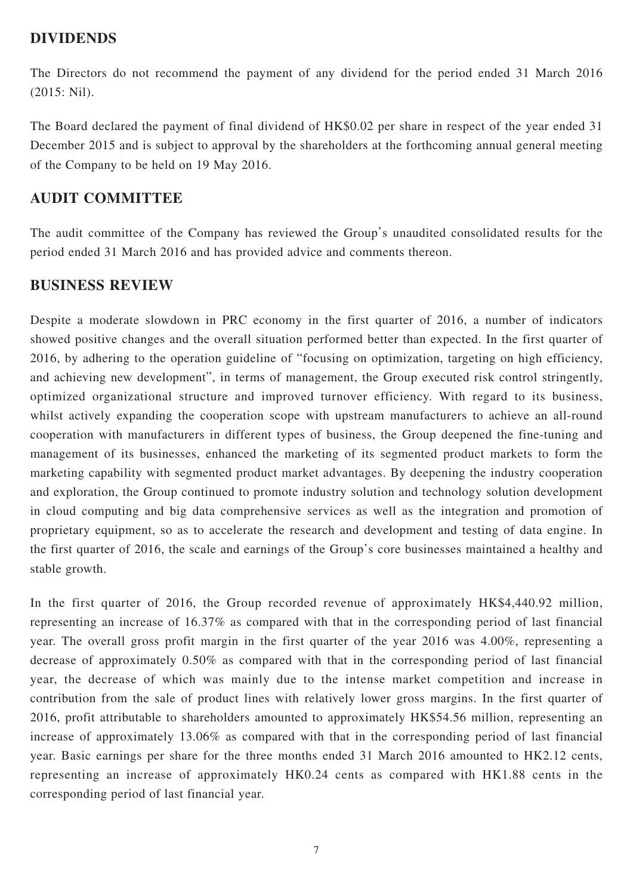## DIVIDENDS

The Directors do not recommend the payment of any dividend for the period ended 31 March 2016 (2015: Nil).

The Board declared the payment of final dividend of HK$0.02 per share in respect of the year ended 31 December 2015 and is subject to approval by the shareholders at the forthcoming annual general meeting of the Company to be held on 19 May 2016.

## AUDIT COMMITTEE

The audit committee of the Company has reviewed the Group's unaudited consolidated results for the period ended 31 March 2016 and has provided advice and comments thereon.

## BUSINESS REVIEW

Despite a moderate slowdown in PRC economy in the first quarter of 2016, a number of indicators showed positive changes and the overall situation performed better than expected. In the first quarter of 2016, by adhering to the operation guideline of "focusing on optimization, targeting on high efficiency, and achieving new development", in terms of management, the Group executed risk control stringently, optimized organizational structure and improved turnover efficiency. With regard to its business, whilst actively expanding the cooperation scope with upstream manufacturers to achieve an all-round cooperation with manufacturers in different types of business, the Group deepened the fine-tuning and management of its businesses, enhanced the marketing of its segmented product markets to form the marketing capability with segmented product market advantages. By deepening the industry cooperation and exploration, the Group continued to promote industry solution and technology solution development in cloud computing and big data comprehensive services as well as the integration and promotion of proprietary equipment, so as to accelerate the research and development and testing of data engine. In the first quarter of 2016, the scale and earnings of the Group's core businesses maintained a healthy and stable growth.

In the first quarter of 2016, the Group recorded revenue of approximately HK$4,440.92 million, representing an increase of 16.37% as compared with that in the corresponding period of last financial year. The overall gross profit margin in the first quarter of the year 2016 was 4.00%, representing a decrease of approximately 0.50% as compared with that in the corresponding period of last financial year, the decrease of which was mainly due to the intense market competition and increase in contribution from the sale of product lines with relatively lower gross margins. In the first quarter of 2016, profit attributable to shareholders amounted to approximately HK$54.56 million, representing an increase of approximately 13.06% as compared with that in the corresponding period of last financial year. Basic earnings per share for the three months ended 31 March 2016 amounted to HK2.12 cents, representing an increase of approximately HK0.24 cents as compared with HK1.88 cents in the corresponding period of last financial year.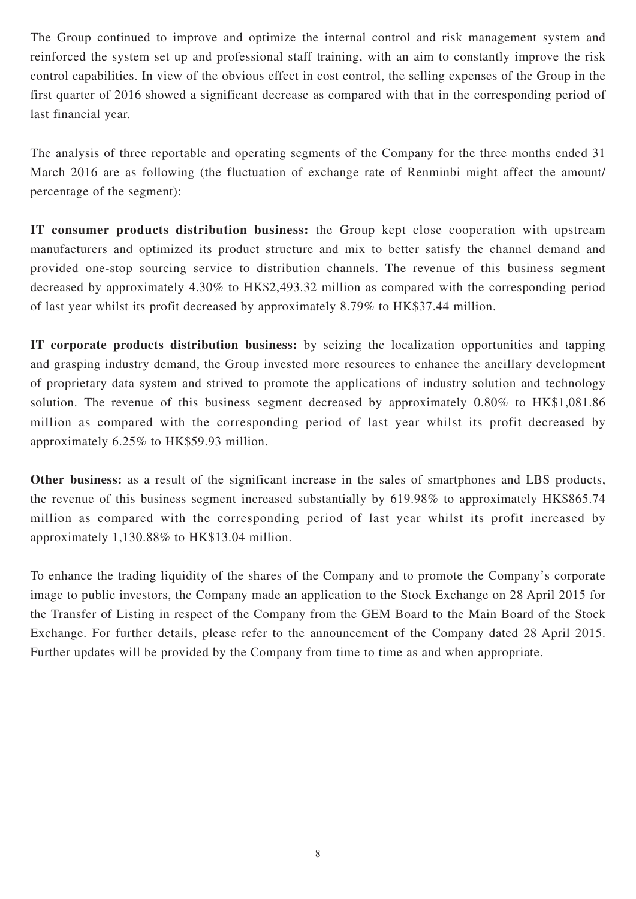The Group continued to improve and optimize the internal control and risk management system and reinforced the system set up and professional staff training, with an aim to constantly improve the risk control capabilities. In view of the obvious effect in cost control, the selling expenses of the Group in the first quarter of 2016 showed a significant decrease as compared with that in the corresponding period of last financial year.

The analysis of three reportable and operating segments of the Company for the three months ended 31 March 2016 are as following (the fluctuation of exchange rate of Renminbi might affect the amount/percentage of the segment):

**IT consumer products distribution business:** the Group kept close cooperation with upstream manufacturers and optimized its product structure and mix to better satisfy the channel demand and provided one-stop sourcing service to distribution channels. The revenue of this business segment decreased by approximately 4.30% to HK$2,493.32 million as compared with the corresponding period of last year whilst its profit decreased by approximately 8.79% to HK$37.44 million.

**IT corporate products distribution business:** by seizing the localization opportunities and tapping and grasping industry demand, the Group invested more resources to enhance the ancillary development of proprietary data system and strived to promote the applications of industry solution and technology solution. The revenue of this business segment decreased by approximately 0.80% to HK$1,081.86 million as compared with the corresponding period of last year whilst its profit decreased by approximately 6.25% to HK$59.93 million.

**Other business:** as a result of the significant increase in the sales of smartphones and LBS products, the revenue of this business segment increased substantially by 619.98% to approximately HK$865.74 million as compared with the corresponding period of last year whilst its profit increased by approximately 1,130.88% to HK$13.04 million.

To enhance the trading liquidity of the shares of the Company and to promote the Company's corporate image to public investors, the Company made an application to the Stock Exchange on 28 April 2015 for the Transfer of Listing in respect of the Company from the GEM Board to the Main Board of the Stock Exchange. For further details, please refer to the announcement of the Company dated 28 April 2015. Further updates will be provided by the Company from time to time as and when appropriate.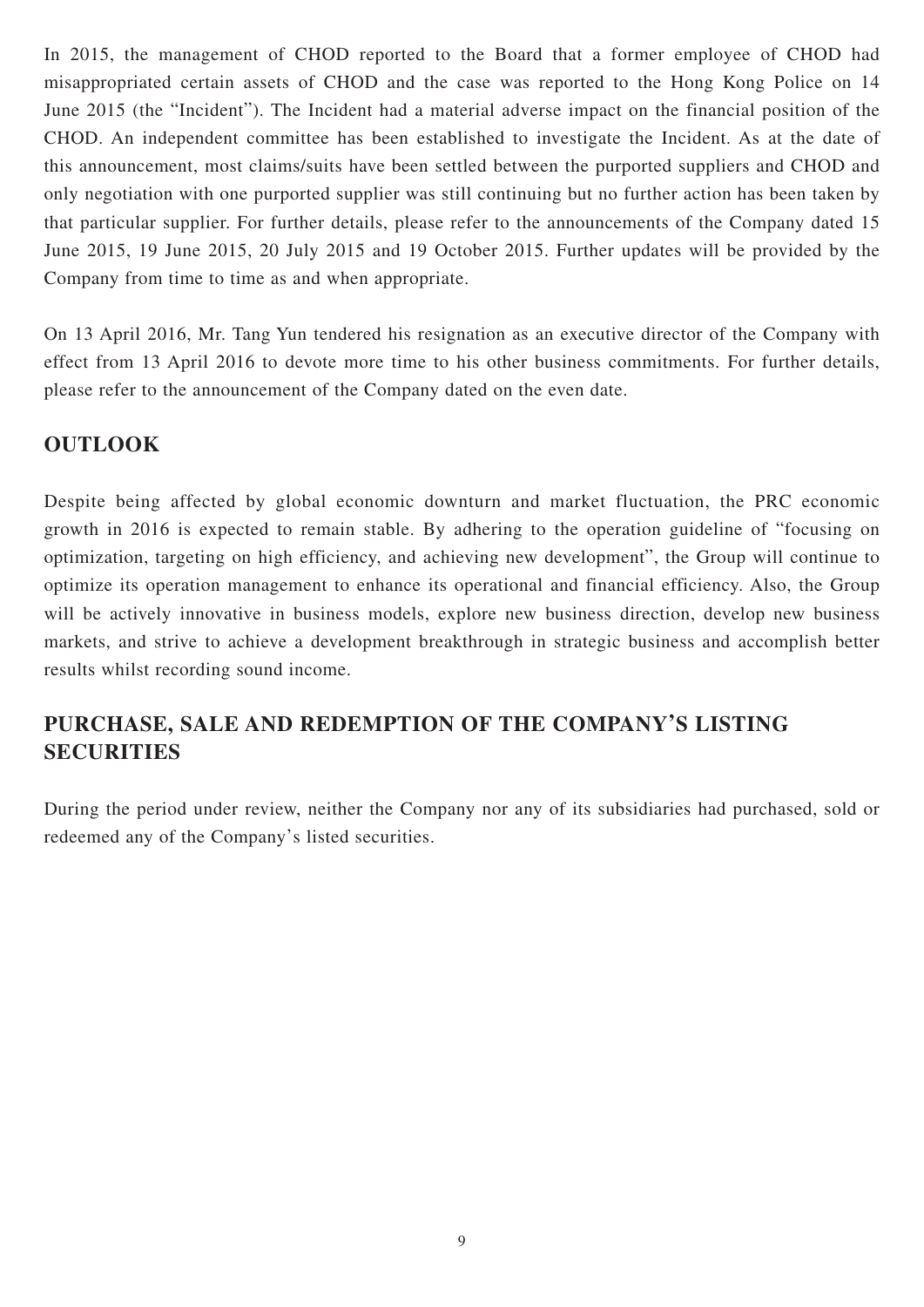In 2015, the management of CHOD reported to the Board that a former employee of CHOD had misappropriated certain assets of CHOD and the case was reported to the Hong Kong Police on 14 June 2015 (the "Incident"). The Incident had a material adverse impact on the financial position of the CHOD. An independent committee has been established to investigate the Incident. As at the date of this announcement, most claims/suits have been settled between the purported suppliers and CHOD and only negotiation with one purported supplier was still continuing but no further action has been taken by that particular supplier. For further details, please refer to the announcements of the Company dated 15 June 2015, 19 June 2015, 20 July 2015 and 19 October 2015. Further updates will be provided by the Company from time to time as and when appropriate.

On 13 April 2016, Mr. Tang Yun tendered his resignation as an executive director of the Company with effect from 13 April 2016 to devote more time to his other business commitments. For further details, please refer to the announcement of the Company dated on the even date.

## OUTLOOK

Despite being affected by global economic downturn and market fluctuation, the PRC economic growth in 2016 is expected to remain stable. By adhering to the operation guideline of "focusing on optimization, targeting on high efficiency, and achieving new development", the Group will continue to optimize its operation management to enhance its operational and financial efficiency. Also, the Group will be actively innovative in business models, explore new business direction, develop new business markets, and strive to achieve a development breakthrough in strategic business and accomplish better results whilst recording sound income.

## PURCHASE, SALE AND REDEMPTION OF THE COMPANY'S LISTING SECURITIES

During the period under review, neither the Company nor any of its subsidiaries had purchased, sold or redeemed any of the Company's listed securities.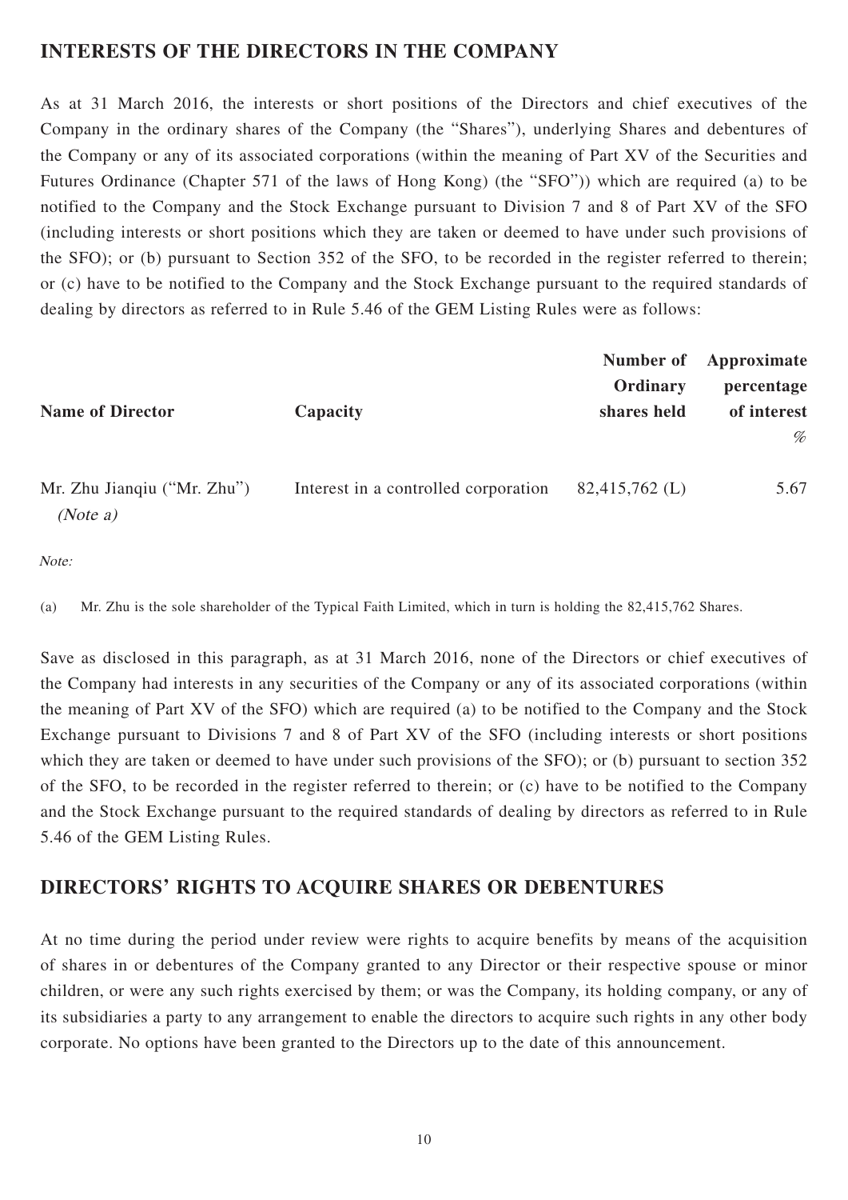## INTERESTS OF THE DIRECTORS IN THE COMPANY

As at 31 March 2016, the interests or short positions of the Directors and chief executives of the Company in the ordinary shares of the Company (the "Shares"), underlying Shares and debentures of the Company or any of its associated corporations (within the meaning of Part XV of the Securities and Futures Ordinance (Chapter 571 of the laws of Hong Kong) (the "SFO")) which are required (a) to be notified to the Company and the Stock Exchange pursuant to Division 7 and 8 of Part XV of the SFO (including interests or short positions which they are taken or deemed to have under such provisions of the SFO); or (b) pursuant to Section 352 of the SFO, to be recorded in the register referred to therein; or (c) have to be notified to the Company and the Stock Exchange pursuant to the required standards of dealing by directors as referred to in Rule 5.46 of the GEM Listing Rules were as follows:

| Name of Director | Capacity | Number of Ordinary shares held | Approximate percentage of interest % |
|---|---|---|---|
| Mr. Zhu Jianqiu ("Mr. Zhu") *(Note a)* | Interest in a controlled corporation | 82,415,762 (L) | 5.67 |

*Note:*

(a) Mr. Zhu is the sole shareholder of the Typical Faith Limited, which in turn is holding the 82,415,762 Shares.

Save as disclosed in this paragraph, as at 31 March 2016, none of the Directors or chief executives of the Company had interests in any securities of the Company or any of its associated corporations (within the meaning of Part XV of the SFO) which are required (a) to be notified to the Company and the Stock Exchange pursuant to Divisions 7 and 8 of Part XV of the SFO (including interests or short positions which they are taken or deemed to have under such provisions of the SFO); or (b) pursuant to section 352 of the SFO, to be recorded in the register referred to therein; or (c) have to be notified to the Company and the Stock Exchange pursuant to the required standards of dealing by directors as referred to in Rule 5.46 of the GEM Listing Rules.

## DIRECTORS' RIGHTS TO ACQUIRE SHARES OR DEBENTURES

At no time during the period under review were rights to acquire benefits by means of the acquisition of shares in or debentures of the Company granted to any Director or their respective spouse or minor children, or were any such rights exercised by them; or was the Company, its holding company, or any of its subsidiaries a party to any arrangement to enable the directors to acquire such rights in any other body corporate. No options have been granted to the Directors up to the date of this announcement.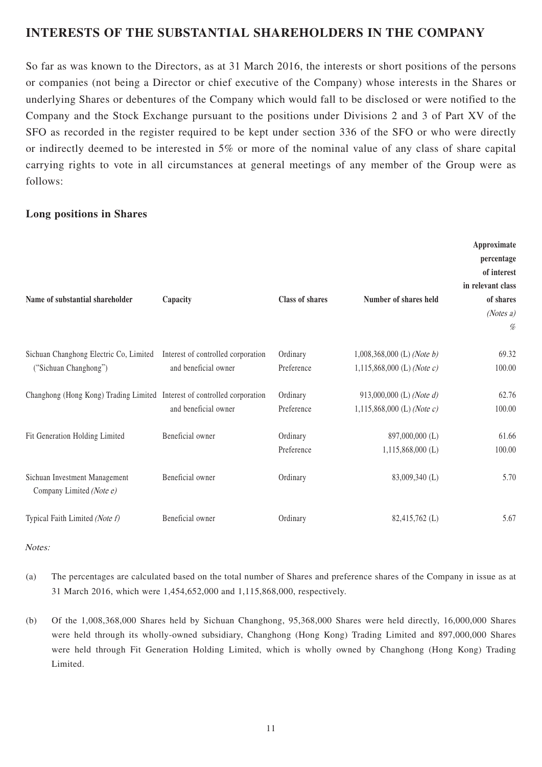## INTERESTS OF THE SUBSTANTIAL SHAREHOLDERS IN THE COMPANY

So far as was known to the Directors, as at 31 March 2016, the interests or short positions of the persons or companies (not being a Director or chief executive of the Company) whose interests in the Shares or underlying Shares or debentures of the Company which would fall to be disclosed or were notified to the Company and the Stock Exchange pursuant to the positions under Divisions 2 and 3 of Part XV of the SFO as recorded in the register required to be kept under section 336 of the SFO or who were directly or indirectly deemed to be interested in 5% or more of the nominal value of any class of share capital carrying rights to vote in all circumstances at general meetings of any member of the Group were as follows:

### Long positions in Shares

| Name of substantial shareholder | Capacity | Class of shares | Number of shares held | Approximate percentage of interest in relevant class of shares *(Notes a)* % |
|---|---|---|---|---|
| Sichuan Changhong Electric Co, Limited ("Sichuan Changhong") | Interest of controlled corporation and beneficial owner | Ordinary | 1,008,368,000 (L) *(Note b)* | 69.32 |
| | | Preference | 1,115,868,000 (L) *(Note c)* | 100.00 |
| Changhong (Hong Kong) Trading Limited | Interest of controlled corporation and beneficial owner | Ordinary | 913,000,000 (L) *(Note d)* | 62.76 |
| | | Preference | 1,115,868,000 (L) *(Note c)* | 100.00 |
| Fit Generation Holding Limited | Beneficial owner | Ordinary | 897,000,000 (L) | 61.66 |
| | | Preference | 1,115,868,000 (L) | 100.00 |
| Sichuan Investment Management Company Limited *(Note e)* | Beneficial owner | Ordinary | 83,009,340 (L) | 5.70 |
| Typical Faith Limited *(Note f)* | Beneficial owner | Ordinary | 82,415,762 (L) | 5.67 |

*Notes:*

(a) The percentages are calculated based on the total number of Shares and preference shares of the Company in issue as at 31 March 2016, which were 1,454,652,000 and 1,115,868,000, respectively.

(b) Of the 1,008,368,000 Shares held by Sichuan Changhong, 95,368,000 Shares were held directly, 16,000,000 Shares were held through its wholly-owned subsidiary, Changhong (Hong Kong) Trading Limited and 897,000,000 Shares were held through Fit Generation Holding Limited, which is wholly owned by Changhong (Hong Kong) Trading Limited.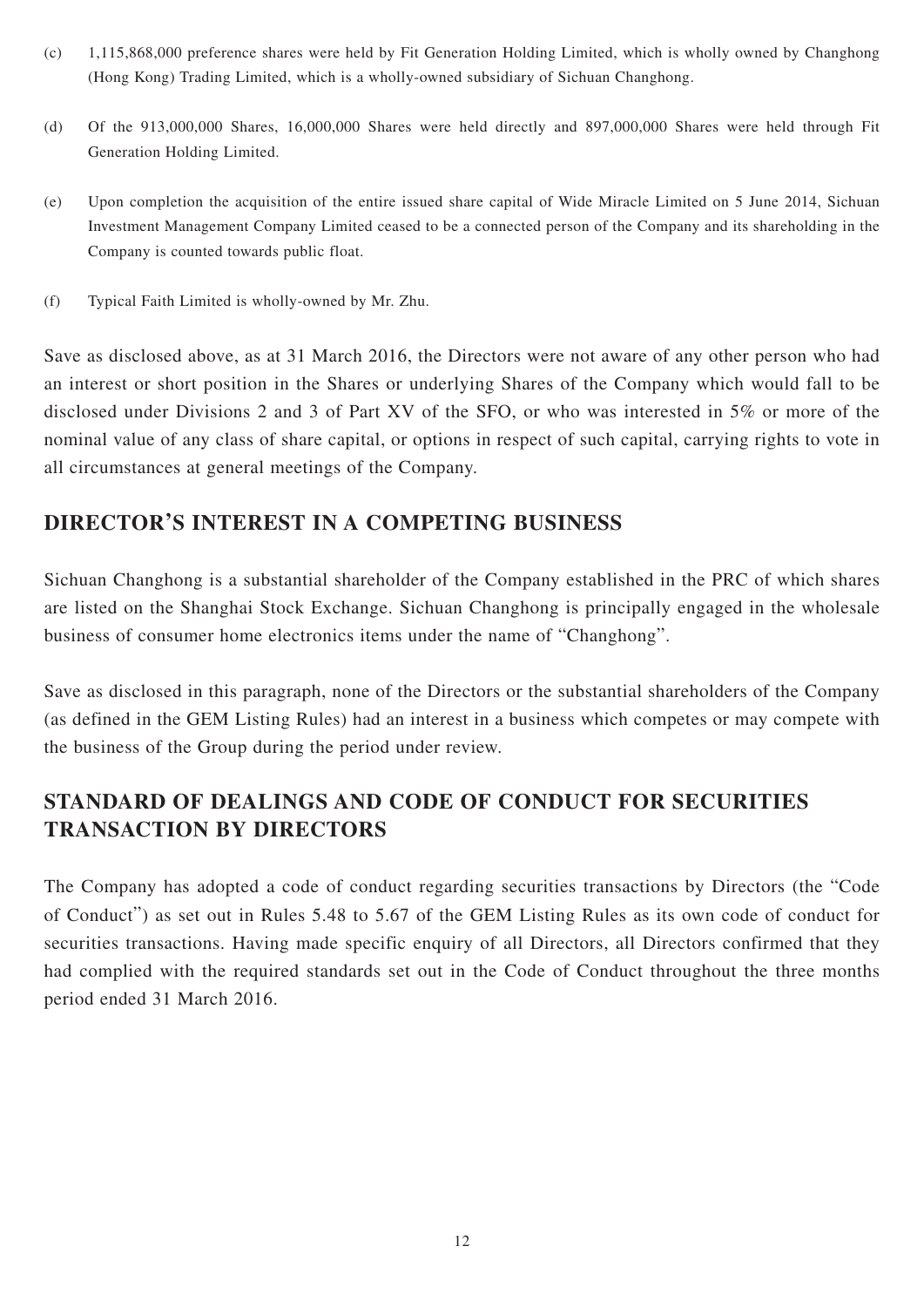(c) 1,115,868,000 preference shares were held by Fit Generation Holding Limited, which is wholly owned by Changhong (Hong Kong) Trading Limited, which is a wholly-owned subsidiary of Sichuan Changhong.

(d) Of the 913,000,000 Shares, 16,000,000 Shares were held directly and 897,000,000 Shares were held through Fit Generation Holding Limited.

(e) Upon completion the acquisition of the entire issued share capital of Wide Miracle Limited on 5 June 2014, Sichuan Investment Management Company Limited ceased to be a connected person of the Company and its shareholding in the Company is counted towards public float.

(f) Typical Faith Limited is wholly-owned by Mr. Zhu.

Save as disclosed above, as at 31 March 2016, the Directors were not aware of any other person who had an interest or short position in the Shares or underlying Shares of the Company which would fall to be disclosed under Divisions 2 and 3 of Part XV of the SFO, or who was interested in 5% or more of the nominal value of any class of share capital, or options in respect of such capital, carrying rights to vote in all circumstances at general meetings of the Company.

## DIRECTOR'S INTEREST IN A COMPETING BUSINESS

Sichuan Changhong is a substantial shareholder of the Company established in the PRC of which shares are listed on the Shanghai Stock Exchange. Sichuan Changhong is principally engaged in the wholesale business of consumer home electronics items under the name of "Changhong".

Save as disclosed in this paragraph, none of the Directors or the substantial shareholders of the Company (as defined in the GEM Listing Rules) had an interest in a business which competes or may compete with the business of the Group during the period under review.

## STANDARD OF DEALINGS AND CODE OF CONDUCT FOR SECURITIES TRANSACTION BY DIRECTORS

The Company has adopted a code of conduct regarding securities transactions by Directors (the "Code of Conduct") as set out in Rules 5.48 to 5.67 of the GEM Listing Rules as its own code of conduct for securities transactions. Having made specific enquiry of all Directors, all Directors confirmed that they had complied with the required standards set out in the Code of Conduct throughout the three months period ended 31 March 2016.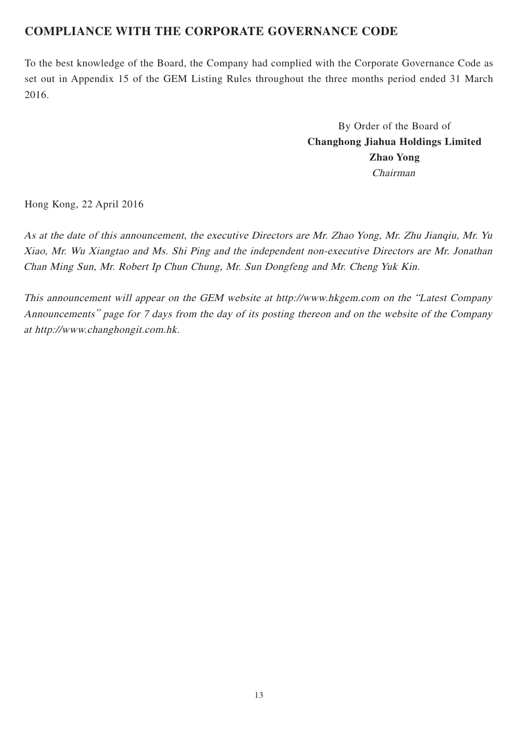## COMPLIANCE WITH THE CORPORATE GOVERNANCE CODE

To the best knowledge of the Board, the Company had complied with the Corporate Governance Code as set out in Appendix 15 of the GEM Listing Rules throughout the three months period ended 31 March 2016.

By Order of the Board of
**Changhong Jiahua Holdings Limited**
**Zhao Yong**
*Chairman*

Hong Kong, 22 April 2016

*As at the date of this announcement, the executive Directors are Mr. Zhao Yong, Mr. Zhu Jianqiu, Mr. Yu Xiao, Mr. Wu Xiangtao and Ms. Shi Ping and the independent non-executive Directors are Mr. Jonathan Chan Ming Sun, Mr. Robert Ip Chun Chung, Mr. Sun Dongfeng and Mr. Cheng Yuk Kin.*

*This announcement will appear on the GEM website at http://www.hkgem.com on the "Latest Company Announcements" page for 7 days from the day of its posting thereon and on the website of the Company at http://www.changhongit.com.hk.*